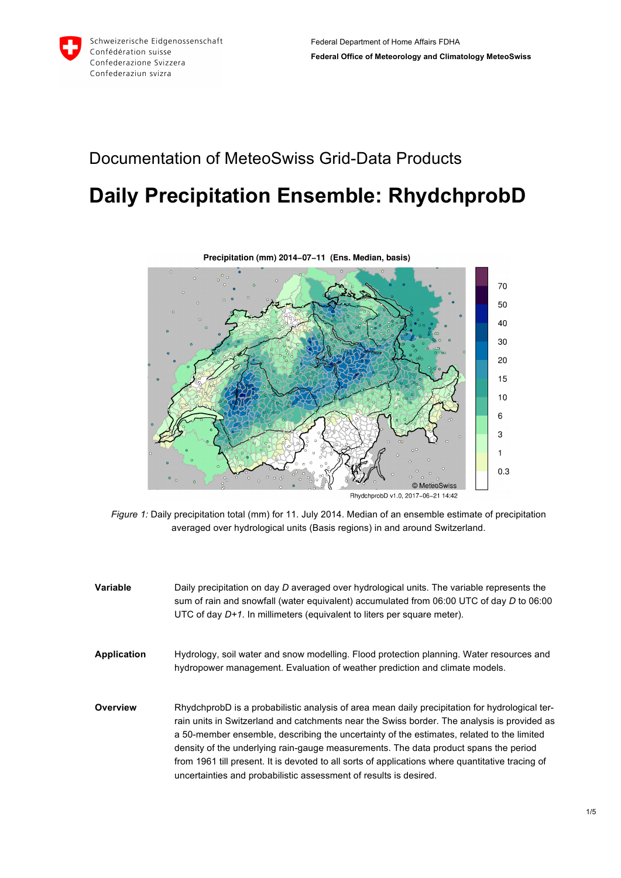Schweizerische Eidgenossenschaft
Confédération suisse
Confederazione Svizzera
Confederaziun svizra

Federal Department of Home Affairs FDHA
**Federal Office of Meteorology and Climatology MeteoSwiss**

Documentation of MeteoSwiss Grid-Data Products

# Daily Precipitation Ensemble: RhydchprobD

Precipitation (mm) 2014–07–11 (Ens. Median, basis)

70
50
40
30
20
15
10
6
3
1
0.3

© MeteoSwiss
RhydchprobD v1.0, 2017–06–21 14:42

*Figure 1:* Daily precipitation total (mm) for 11. July 2014. Median of an ensemble estimate of precipitation averaged over hydrological units (Basis regions) in and around Switzerland.

**Variable**

Daily precipitation on day *D* averaged over hydrological units. The variable represents the sum of rain and snowfall (water equivalent) accumulated from 06:00 UTC of day *D* to 06:00 UTC of day *D+1*. In millimeters (equivalent to liters per square meter).

**Application**

Hydrology, soil water and snow modelling. Flood protection planning. Water resources and hydropower management. Evaluation of weather prediction and climate models.

**Overview**

RhydchprobD is a probabilistic analysis of area mean daily precipitation for hydrological terrain units in Switzerland and catchments near the Swiss border. The analysis is provided as a 50-member ensemble, describing the uncertainty of the estimates, related to the limited density of the underlying rain-gauge measurements. The data product spans the period from 1961 till present. It is devoted to all sorts of applications where quantitative tracing of uncertainties and probabilistic assessment of results is desired.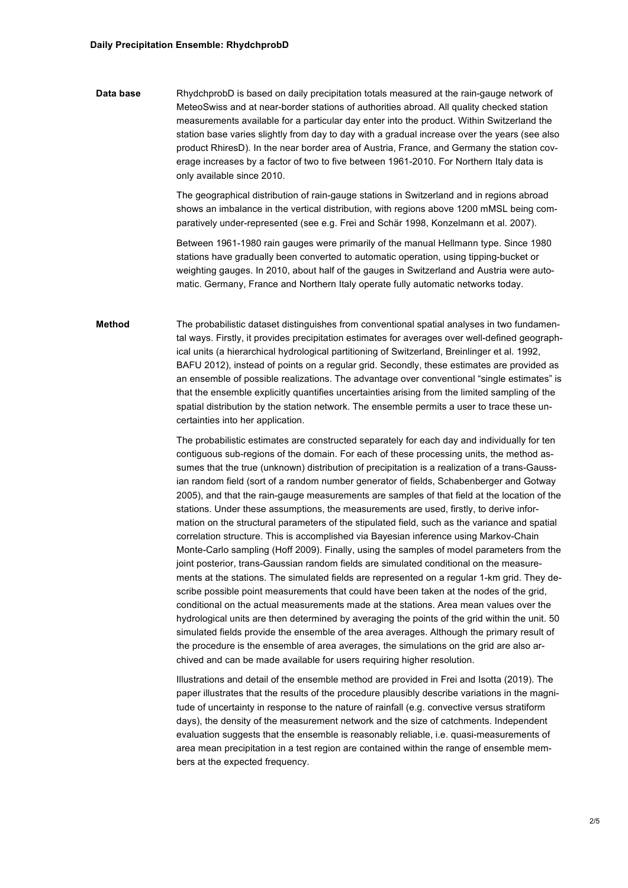**Daily Precipitation Ensemble: RhydchprobD**

**Data base**

RhydchprobD is based on daily precipitation totals measured at the rain-gauge network of MeteoSwiss and at near-border stations of authorities abroad. All quality checked station measurements available for a particular day enter into the product. Within Switzerland the station base varies slightly from day to day with a gradual increase over the years (see also product RhiresD). In the near border area of Austria, France, and Germany the station coverage increases by a factor of two to five between 1961-2010. For Northern Italy data is only available since 2010.

The geographical distribution of rain-gauge stations in Switzerland and in regions abroad shows an imbalance in the vertical distribution, with regions above 1200 mMSL being comparatively under-represented (see e.g. Frei and Schär 1998, Konzelmann et al. 2007).

Between 1961-1980 rain gauges were primarily of the manual Hellmann type. Since 1980 stations have gradually been converted to automatic operation, using tipping-bucket or weighting gauges. In 2010, about half of the gauges in Switzerland and Austria were automatic. Germany, France and Northern Italy operate fully automatic networks today.

**Method**

The probabilistic dataset distinguishes from conventional spatial analyses in two fundamental ways. Firstly, it provides precipitation estimates for averages over well-defined geographical units (a hierarchical hydrological partitioning of Switzerland, Breinlinger et al. 1992, BAFU 2012), instead of points on a regular grid. Secondly, these estimates are provided as an ensemble of possible realizations. The advantage over conventional "single estimates" is that the ensemble explicitly quantifies uncertainties arising from the limited sampling of the spatial distribution by the station network. The ensemble permits a user to trace these uncertainties into her application.

The probabilistic estimates are constructed separately for each day and individually for ten contiguous sub-regions of the domain. For each of these processing units, the method assumes that the true (unknown) distribution of precipitation is a realization of a trans-Gaussian random field (sort of a random number generator of fields, Schabenberger and Gotway 2005), and that the rain-gauge measurements are samples of that field at the location of the stations. Under these assumptions, the measurements are used, firstly, to derive information on the structural parameters of the stipulated field, such as the variance and spatial correlation structure. This is accomplished via Bayesian inference using Markov-Chain Monte-Carlo sampling (Hoff 2009). Finally, using the samples of model parameters from the joint posterior, trans-Gaussian random fields are simulated conditional on the measurements at the stations. The simulated fields are represented on a regular 1-km grid. They describe possible point measurements that could have been taken at the nodes of the grid, conditional on the actual measurements made at the stations. Area mean values over the hydrological units are then determined by averaging the points of the grid within the unit. 50 simulated fields provide the ensemble of the area averages. Although the primary result of the procedure is the ensemble of area averages, the simulations on the grid are also archived and can be made available for users requiring higher resolution.

Illustrations and detail of the ensemble method are provided in Frei and Isotta (2019). The paper illustrates that the results of the procedure plausibly describe variations in the magnitude of uncertainty in response to the nature of rainfall (e.g. convective versus stratiform days), the density of the measurement network and the size of catchments. Independent evaluation suggests that the ensemble is reasonably reliable, i.e. quasi-measurements of area mean precipitation in a test region are contained within the range of ensemble members at the expected frequency.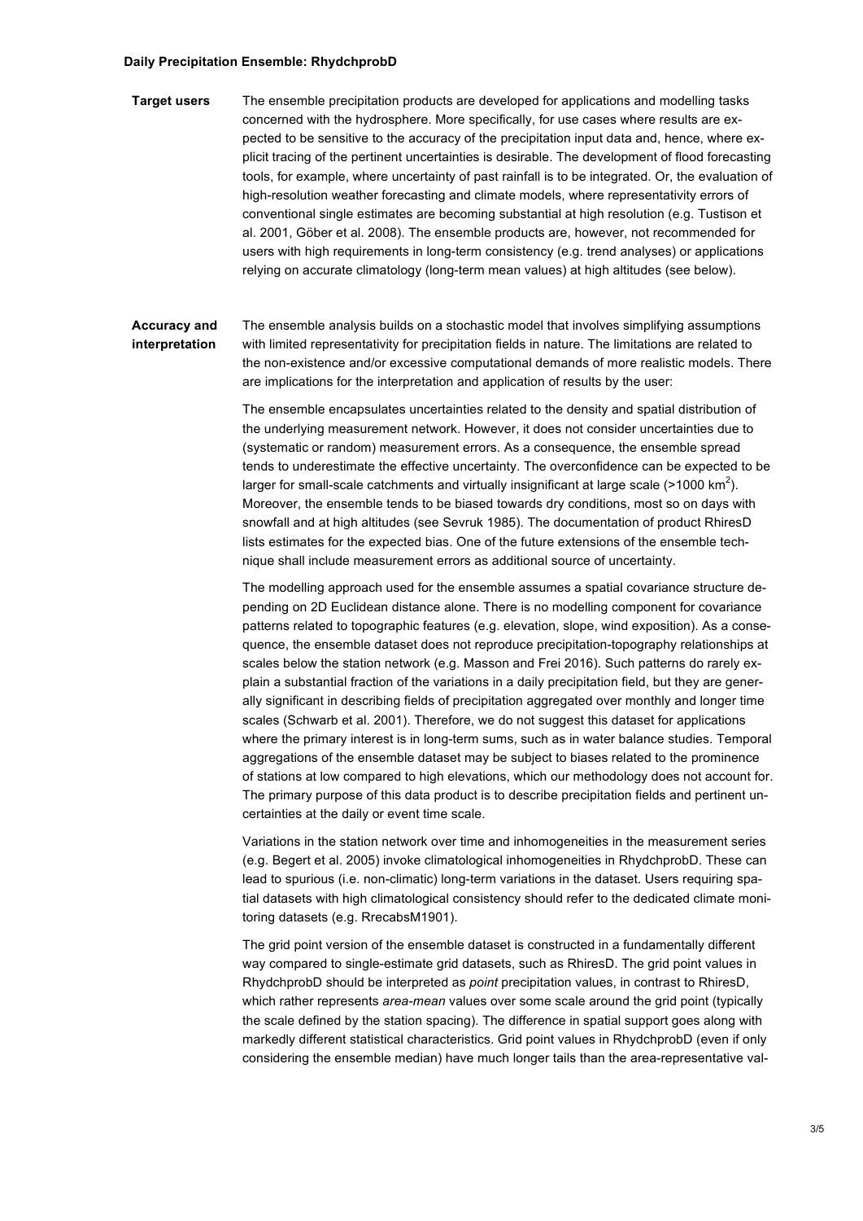### Daily Precipitation Ensemble: RhydchprobD

**Target users**

The ensemble precipitation products are developed for applications and modelling tasks concerned with the hydrosphere. More specifically, for use cases where results are expected to be sensitive to the accuracy of the precipitation input data and, hence, where explicit tracing of the pertinent uncertainties is desirable. The development of flood forecasting tools, for example, where uncertainty of past rainfall is to be integrated. Or, the evaluation of high-resolution weather forecasting and climate models, where representativity errors of conventional single estimates are becoming substantial at high resolution (e.g. Tustison et al. 2001, Göber et al. 2008). The ensemble products are, however, not recommended for users with high requirements in long-term consistency (e.g. trend analyses) or applications relying on accurate climatology (long-term mean values) at high altitudes (see below).

**Accuracy and interpretation**

The ensemble analysis builds on a stochastic model that involves simplifying assumptions with limited representativity for precipitation fields in nature. The limitations are related to the non-existence and/or excessive computational demands of more realistic models. There are implications for the interpretation and application of results by the user:

The ensemble encapsulates uncertainties related to the density and spatial distribution of the underlying measurement network. However, it does not consider uncertainties due to (systematic or random) measurement errors. As a consequence, the ensemble spread tends to underestimate the effective uncertainty. The overconfidence can be expected to be larger for small-scale catchments and virtually insignificant at large scale (>1000 km$^2$). Moreover, the ensemble tends to be biased towards dry conditions, most so on days with snowfall and at high altitudes (see Sevruk 1985). The documentation of product RhiresD lists estimates for the expected bias. One of the future extensions of the ensemble technique shall include measurement errors as additional source of uncertainty.

The modelling approach used for the ensemble assumes a spatial covariance structure depending on 2D Euclidean distance alone. There is no modelling component for covariance patterns related to topographic features (e.g. elevation, slope, wind exposition). As a consequence, the ensemble dataset does not reproduce precipitation-topography relationships at scales below the station network (e.g. Masson and Frei 2016). Such patterns do rarely explain a substantial fraction of the variations in a daily precipitation field, but they are generally significant in describing fields of precipitation aggregated over monthly and longer time scales (Schwarb et al. 2001). Therefore, we do not suggest this dataset for applications where the primary interest is in long-term sums, such as in water balance studies. Temporal aggregations of the ensemble dataset may be subject to biases related to the prominence of stations at low compared to high elevations, which our methodology does not account for. The primary purpose of this data product is to describe precipitation fields and pertinent uncertainties at the daily or event time scale.

Variations in the station network over time and inhomogeneities in the measurement series (e.g. Begert et al. 2005) invoke climatological inhomogeneities in RhydchprobD. These can lead to spurious (i.e. non-climatic) long-term variations in the dataset. Users requiring spatial datasets with high climatological consistency should refer to the dedicated climate monitoring datasets (e.g. RrecabsM1901).

The grid point version of the ensemble dataset is constructed in a fundamentally different way compared to single-estimate grid datasets, such as RhiresD. The grid point values in RhydchprobD should be interpreted as *point* precipitation values, in contrast to RhiresD, which rather represents *area-mean* values over some scale around the grid point (typically the scale defined by the station spacing). The difference in spatial support goes along with markedly different statistical characteristics. Grid point values in RhydchprobD (even if only considering the ensemble median) have much longer tails than the area-representative val-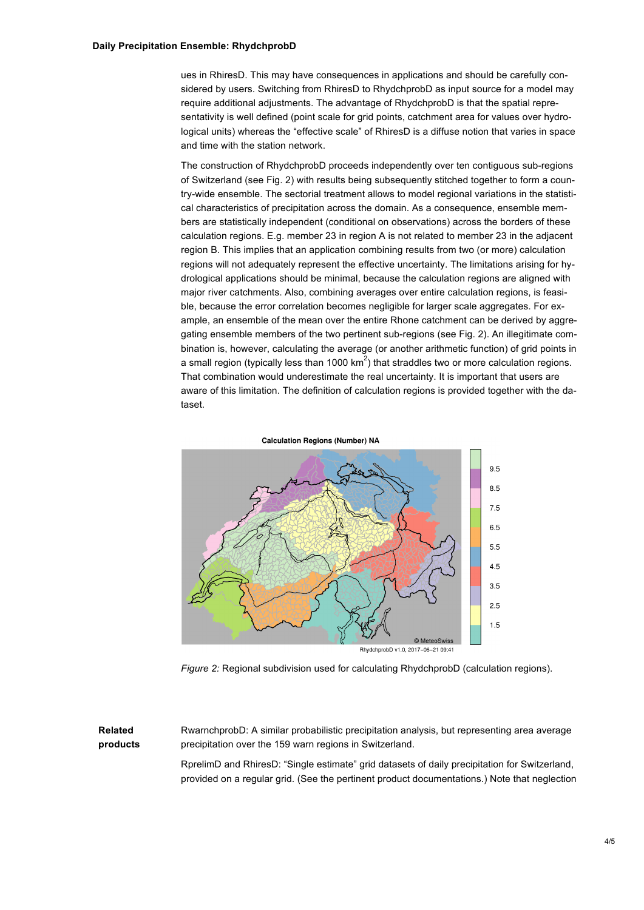ues in RhiresD. This may have consequences in applications and should be carefully considered by users. Switching from RhiresD to RhydchprobD as input source for a model may require additional adjustments. The advantage of RhydchprobD is that the spatial representativity is well defined (point scale for grid points, catchment area for values over hydrological units) whereas the "effective scale" of RhiresD is a diffuse notion that varies in space and time with the station network.

The construction of RhydchprobD proceeds independently over ten contiguous sub-regions of Switzerland (see Fig. 2) with results being subsequently stitched together to form a country-wide ensemble. The sectorial treatment allows to model regional variations in the statistical characteristics of precipitation across the domain. As a consequence, ensemble members are statistically independent (conditional on observations) across the borders of these calculation regions. E.g. member 23 in region A is not related to member 23 in the adjacent region B. This implies that an application combining results from two (or more) calculation regions will not adequately represent the effective uncertainty. The limitations arising for hydrological applications should be minimal, because the calculation regions are aligned with major river catchments. Also, combining averages over entire calculation regions, is feasible, because the error correlation becomes negligible for larger scale aggregates. For example, an ensemble of the mean over the entire Rhone catchment can be derived by aggregating ensemble members of the two pertinent sub-regions (see Fig. 2). An illegitimate combination is, however, calculating the average (or another arithmetic function) of grid points in a small region (typically less than 1000 km$^2$) that straddles two or more calculation regions. That combination would underestimate the real uncertainty. It is important that users are aware of this limitation. The definition of calculation regions is provided together with the dataset.

Calculation Regions (Number) NA

9.5
8.5
7.5
6.5
5.5
4.5
3.5
2.5
1.5

© MeteoSwiss
RhydchprobD v1.0, 2017−06−21 09:41

*Figure 2:* Regional subdivision used for calculating RhydchprobD (calculation regions).

**Related products**

RwarnchprobD: A similar probabilistic precipitation analysis, but representing area average precipitation over the 159 warn regions in Switzerland.

RprelimD and RhiresD: "Single estimate" grid datasets of daily precipitation for Switzerland, provided on a regular grid. (See the pertinent product documentations.) Note that neglection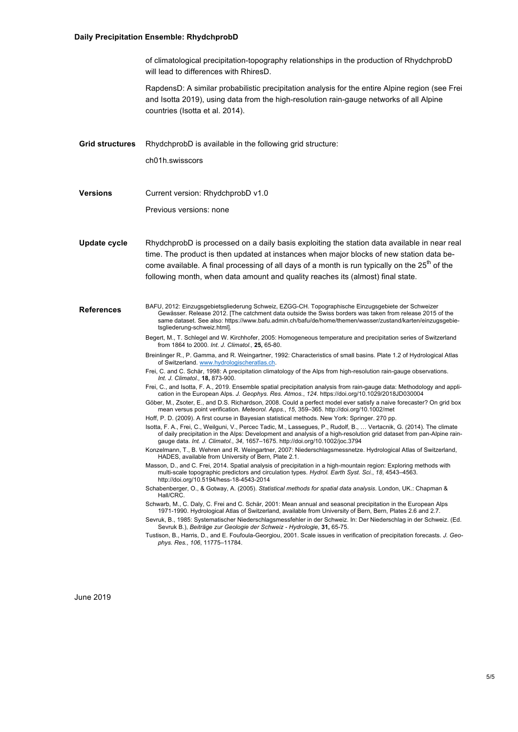of climatological precipitation-topography relationships in the production of RhydchprobD will lead to differences with RhiresD.

RapdensD: A similar probabilistic precipitation analysis for the entire Alpine region (see Frei and Isotta 2019), using data from the high-resolution rain-gauge networks of all Alpine countries (Isotta et al. 2014).

**Grid structures**

RhydchprobD is available in the following grid structure:

ch01h.swisscors

**Versions**

Current version: RhydchprobD v1.0

Previous versions: none

**Update cycle**

RhydchprobD is processed on a daily basis exploiting the station data available in near real time. The product is then updated at instances when major blocks of new station data become available. A final processing of all days of a month is run typically on the 25th of the following month, when data amount and quality reaches its (almost) final state.

**References**

BAFU, 2012: Einzugsgebietsgliederung Schweiz, EZGG-CH. Topographische Einzugsgebiete der Schweizer Gewässer. Release 2012. [The catchment data outside the Swiss borders was taken from release 2015 of the same dataset. See also: https://www.bafu.admin.ch/bafu/de/home/themen/wasser/zustand/karten/einzugsgebietsgliederung-schweiz.html].

Begert, M., T. Schlegel and W. Kirchhofer, 2005: Homogeneous temperature and precipitation series of Switzerland from 1864 to 2000. *Int. J. Climatol.,* **25,** 65-80.

Breinlinger R., P. Gamma, and R. Weingartner, 1992: Characteristics of small basins. Plate 1.2 of Hydrological Atlas of Switzerland. www.hydrologischeratlas.ch.

Frei, C. and C. Schär, 1998: A precipitation climatology of the Alps from high-resolution rain-gauge observations. *Int. J. Climatol.,* **18,** 873-900.

Frei, C., and Isotta, F. A., 2019. Ensemble spatial precipitation analysis from rain-gauge data: Methodology and application in the European Alps. *J. Geophys. Res. Atmos., 124*. https://doi.org/10.1029/2018JD030004

Göber, M., Zsoter, E., and D.S. Richardson, 2008. Could a perfect model ever satisfy a naive forecaster? On grid box mean versus point verification. *Meteorol. Apps., 15*, 359–365. http://doi.org/10.1002/met

Hoff, P. D. (2009). A first course in Bayesian statistical methods. New York: Springer. 270 pp.

Isotta, F. A., Frei, C., Weilguni, V., Percec Tadic, M., Lassegues, P., Rudolf, B., … Vertacnik, G. (2014). The climate of daily precipitation in the Alps: Development and analysis of a high-resolution grid dataset from pan-Alpine rain-gauge data. *Int. J. Climatol., 34*, 1657–1675. http://doi.org/10.1002/joc.3794

Konzelmann, T., B. Wehren and R. Weingartner, 2007: Niederschlagsmessnetze. Hydrological Atlas of Switzerland, HADES, available from University of Bern, Plate 2.1.

Masson, D., and C. Frei, 2014. Spatial analysis of precipitation in a high-mountain region: Exploring methods with multi-scale topographic predictors and circulation types. *Hydrol. Earth Syst. Sci., 18*, 4543–4563. http://doi.org/10.5194/hess-18-4543-2014

Schabenberger, O., & Gotway, A. (2005). *Statistical methods for spatial data analysis*. London, UK.: Chapman & Hall/CRC.

Schwarb, M., C. Daly, C. Frei and C. Schär, 2001: Mean annual and seasonal precipitation in the European Alps 1971-1990. Hydrological Atlas of Switzerland, available from University of Bern, Bern, Plates 2.6 and 2.7.

Sevruk, B., 1985: Systematischer Niederschlagsmessfehler in der Schweiz. In: Der Niederschlag in der Schweiz. (Ed. Sevruk B.), *Beiträge zur Geologie der Schweiz - Hydrologie,* **31,** 65-75.

Tustison, B., Harris, D., and E. Foufoula-Georgiou, 2001. Scale issues in verification of precipitation forecasts. *J. Geophys. Res., 106*, 11775–11784.

June 2019